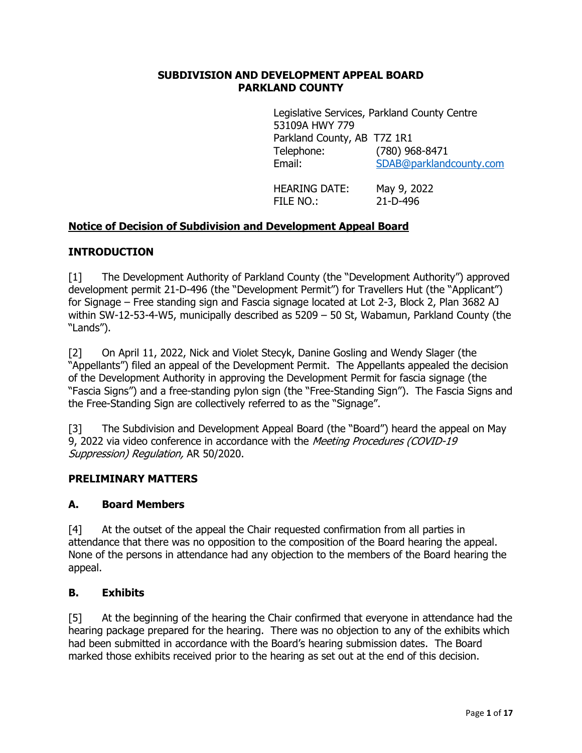**SUBDIVISION AND DEVELOPMENT APPEAL BOARD**
**PARKLAND COUNTY**

Legislative Services, Parkland County Centre
53109A HWY 779
Parkland County, AB T7Z 1R1
Telephone: (780) 968-8471
Email: SDAB@parklandcounty.com

HEARING DATE: May 9, 2022
FILE NO.: 21-D-496

**Notice of Decision of Subdivision and Development Appeal Board**

## INTRODUCTION

[1] The Development Authority of Parkland County (the "Development Authority") approved development permit 21-D-496 (the "Development Permit") for Travellers Hut (the "Applicant") for Signage – Free standing sign and Fascia signage located at Lot 2-3, Block 2, Plan 3682 AJ within SW-12-53-4-W5, municipally described as 5209 – 50 St, Wabamun, Parkland County (the "Lands").

[2] On April 11, 2022, Nick and Violet Stecyk, Danine Gosling and Wendy Slager (the "Appellants") filed an appeal of the Development Permit. The Appellants appealed the decision of the Development Authority in approving the Development Permit for fascia signage (the "Fascia Signs") and a free-standing pylon sign (the "Free-Standing Sign"). The Fascia Signs and the Free-Standing Sign are collectively referred to as the "Signage".

[3] The Subdivision and Development Appeal Board (the "Board") heard the appeal on May 9, 2022 via video conference in accordance with the *Meeting Procedures (COVID-19 Suppression) Regulation,* AR 50/2020.

## PRELIMINARY MATTERS

### A. Board Members

[4] At the outset of the appeal the Chair requested confirmation from all parties in attendance that there was no opposition to the composition of the Board hearing the appeal. None of the persons in attendance had any objection to the members of the Board hearing the appeal.

### B. Exhibits

[5] At the beginning of the hearing the Chair confirmed that everyone in attendance had the hearing package prepared for the hearing. There was no objection to any of the exhibits which had been submitted in accordance with the Board's hearing submission dates. The Board marked those exhibits received prior to the hearing as set out at the end of this decision.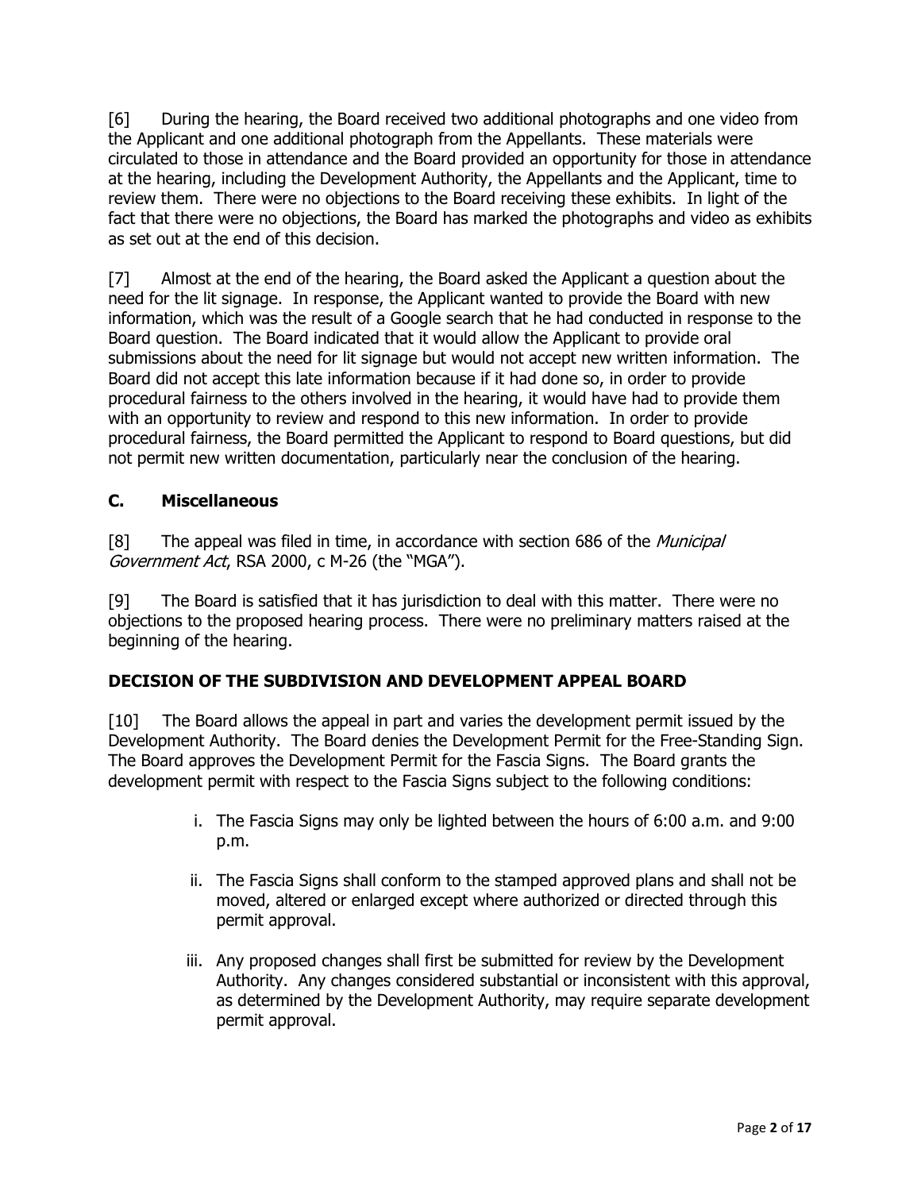[6] During the hearing, the Board received two additional photographs and one video from the Applicant and one additional photograph from the Appellants. These materials were circulated to those in attendance and the Board provided an opportunity for those in attendance at the hearing, including the Development Authority, the Appellants and the Applicant, time to review them. There were no objections to the Board receiving these exhibits. In light of the fact that there were no objections, the Board has marked the photographs and video as exhibits as set out at the end of this decision.

[7] Almost at the end of the hearing, the Board asked the Applicant a question about the need for the lit signage. In response, the Applicant wanted to provide the Board with new information, which was the result of a Google search that he had conducted in response to the Board question. The Board indicated that it would allow the Applicant to provide oral submissions about the need for lit signage but would not accept new written information. The Board did not accept this late information because if it had done so, in order to provide procedural fairness to the others involved in the hearing, it would have had to provide them with an opportunity to review and respond to this new information. In order to provide procedural fairness, the Board permitted the Applicant to respond to Board questions, but did not permit new written documentation, particularly near the conclusion of the hearing.

### C. Miscellaneous

[8] The appeal was filed in time, in accordance with section 686 of the *Municipal Government Act*, RSA 2000, c M-26 (the "MGA").

[9] The Board is satisfied that it has jurisdiction to deal with this matter. There were no objections to the proposed hearing process. There were no preliminary matters raised at the beginning of the hearing.

## DECISION OF THE SUBDIVISION AND DEVELOPMENT APPEAL BOARD

[10] The Board allows the appeal in part and varies the development permit issued by the Development Authority. The Board denies the Development Permit for the Free-Standing Sign. The Board approves the Development Permit for the Fascia Signs. The Board grants the development permit with respect to the Fascia Signs subject to the following conditions:

i. The Fascia Signs may only be lighted between the hours of 6:00 a.m. and 9:00 p.m.

ii. The Fascia Signs shall conform to the stamped approved plans and shall not be moved, altered or enlarged except where authorized or directed through this permit approval.

iii. Any proposed changes shall first be submitted for review by the Development Authority. Any changes considered substantial or inconsistent with this approval, as determined by the Development Authority, may require separate development permit approval.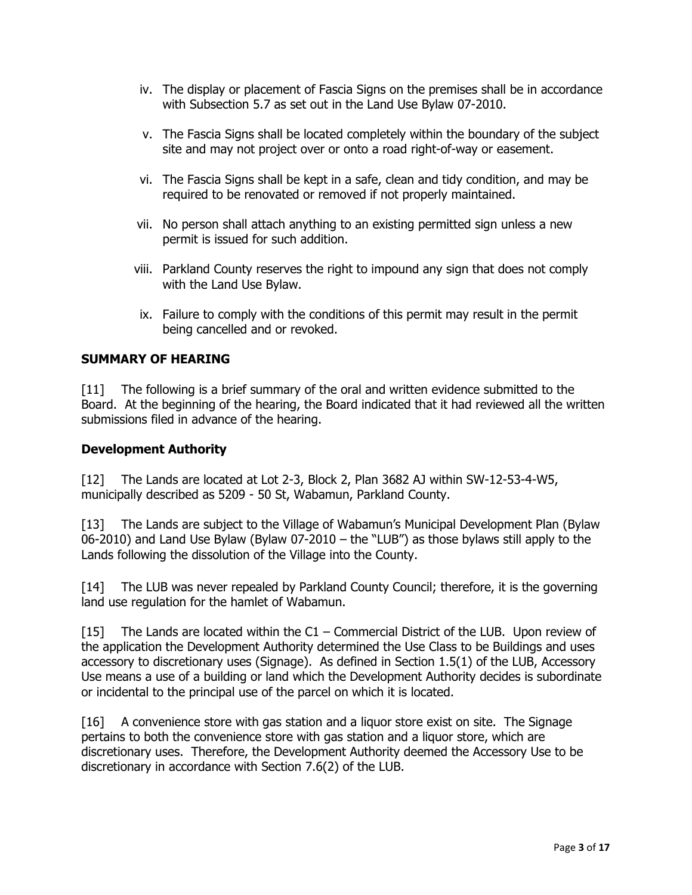iv. The display or placement of Fascia Signs on the premises shall be in accordance with Subsection 5.7 as set out in the Land Use Bylaw 07-2010.

v. The Fascia Signs shall be located completely within the boundary of the subject site and may not project over or onto a road right-of-way or easement.

vi. The Fascia Signs shall be kept in a safe, clean and tidy condition, and may be required to be renovated or removed if not properly maintained.

vii. No person shall attach anything to an existing permitted sign unless a new permit is issued for such addition.

viii. Parkland County reserves the right to impound any sign that does not comply with the Land Use Bylaw.

ix. Failure to comply with the conditions of this permit may result in the permit being cancelled and or revoked.

## SUMMARY OF HEARING

[11] The following is a brief summary of the oral and written evidence submitted to the Board. At the beginning of the hearing, the Board indicated that it had reviewed all the written submissions filed in advance of the hearing.

### Development Authority

[12] The Lands are located at Lot 2-3, Block 2, Plan 3682 AJ within SW-12-53-4-W5, municipally described as 5209 - 50 St, Wabamun, Parkland County.

[13] The Lands are subject to the Village of Wabamun's Municipal Development Plan (Bylaw 06-2010) and Land Use Bylaw (Bylaw 07-2010 – the "LUB") as those bylaws still apply to the Lands following the dissolution of the Village into the County.

[14] The LUB was never repealed by Parkland County Council; therefore, it is the governing land use regulation for the hamlet of Wabamun.

[15] The Lands are located within the C1 – Commercial District of the LUB. Upon review of the application the Development Authority determined the Use Class to be Buildings and uses accessory to discretionary uses (Signage). As defined in Section 1.5(1) of the LUB, Accessory Use means a use of a building or land which the Development Authority decides is subordinate or incidental to the principal use of the parcel on which it is located.

[16] A convenience store with gas station and a liquor store exist on site. The Signage pertains to both the convenience store with gas station and a liquor store, which are discretionary uses. Therefore, the Development Authority deemed the Accessory Use to be discretionary in accordance with Section 7.6(2) of the LUB.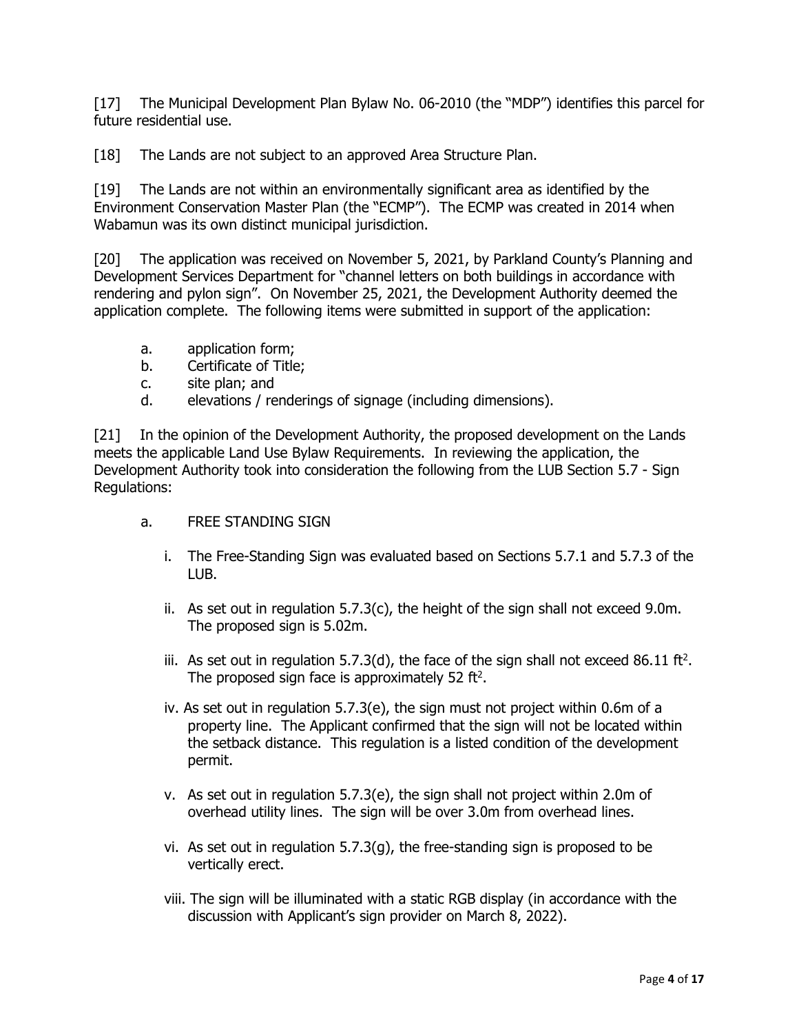[17] The Municipal Development Plan Bylaw No. 06-2010 (the "MDP") identifies this parcel for future residential use.

[18] The Lands are not subject to an approved Area Structure Plan.

[19] The Lands are not within an environmentally significant area as identified by the Environment Conservation Master Plan (the "ECMP"). The ECMP was created in 2014 when Wabamun was its own distinct municipal jurisdiction.

[20] The application was received on November 5, 2021, by Parkland County's Planning and Development Services Department for "channel letters on both buildings in accordance with rendering and pylon sign". On November 25, 2021, the Development Authority deemed the application complete. The following items were submitted in support of the application:

a. application form;
b. Certificate of Title;
c. site plan; and
d. elevations / renderings of signage (including dimensions).

[21] In the opinion of the Development Authority, the proposed development on the Lands meets the applicable Land Use Bylaw Requirements. In reviewing the application, the Development Authority took into consideration the following from the LUB Section 5.7 - Sign Regulations:

a. FREE STANDING SIGN

   i. The Free-Standing Sign was evaluated based on Sections 5.7.1 and 5.7.3 of the LUB.

   ii. As set out in regulation 5.7.3(c), the height of the sign shall not exceed 9.0m. The proposed sign is 5.02m.

   iii. As set out in regulation 5.7.3(d), the face of the sign shall not exceed 86.11 $ft^2$. The proposed sign face is approximately 52 $ft^2$.

   iv. As set out in regulation 5.7.3(e), the sign must not project within 0.6m of a property line. The Applicant confirmed that the sign will not be located within the setback distance. This regulation is a listed condition of the development permit.

   v. As set out in regulation 5.7.3(e), the sign shall not project within 2.0m of overhead utility lines. The sign will be over 3.0m from overhead lines.

   vi. As set out in regulation 5.7.3(g), the free-standing sign is proposed to be vertically erect.

   viii. The sign will be illuminated with a static RGB display (in accordance with the discussion with Applicant's sign provider on March 8, 2022).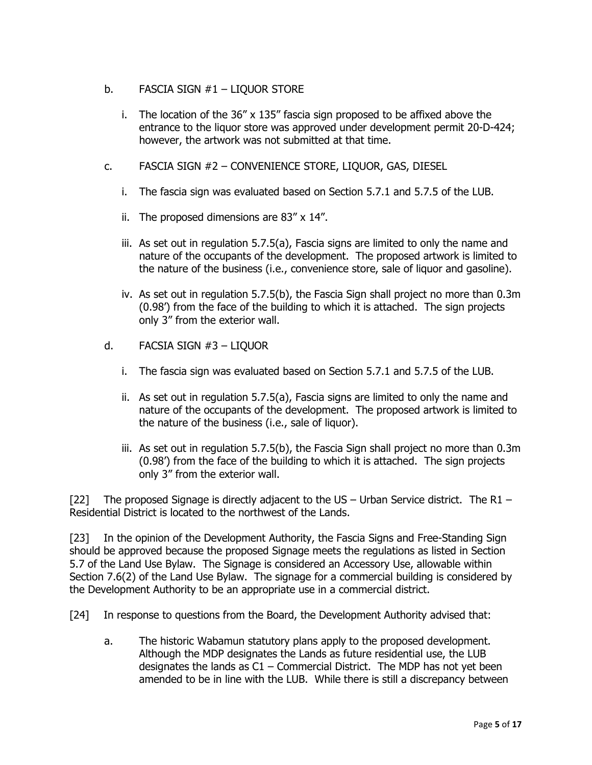b. FASCIA SIGN #1 – LIQUOR STORE

   i. The location of the 36" x 135" fascia sign proposed to be affixed above the entrance to the liquor store was approved under development permit 20-D-424; however, the artwork was not submitted at that time.

c. FASCIA SIGN #2 – CONVENIENCE STORE, LIQUOR, GAS, DIESEL

   i. The fascia sign was evaluated based on Section 5.7.1 and 5.7.5 of the LUB.

   ii. The proposed dimensions are 83" x 14".

   iii. As set out in regulation 5.7.5(a), Fascia signs are limited to only the name and nature of the occupants of the development. The proposed artwork is limited to the nature of the business (i.e., convenience store, sale of liquor and gasoline).

   iv. As set out in regulation 5.7.5(b), the Fascia Sign shall project no more than 0.3m (0.98') from the face of the building to which it is attached. The sign projects only 3" from the exterior wall.

d. FACSIA SIGN #3 – LIQUOR

   i. The fascia sign was evaluated based on Section 5.7.1 and 5.7.5 of the LUB.

   ii. As set out in regulation 5.7.5(a), Fascia signs are limited to only the name and nature of the occupants of the development. The proposed artwork is limited to the nature of the business (i.e., sale of liquor).

   iii. As set out in regulation 5.7.5(b), the Fascia Sign shall project no more than 0.3m (0.98') from the face of the building to which it is attached. The sign projects only 3" from the exterior wall.

[22] The proposed Signage is directly adjacent to the US – Urban Service district. The R1 – Residential District is located to the northwest of the Lands.

[23] In the opinion of the Development Authority, the Fascia Signs and Free-Standing Sign should be approved because the proposed Signage meets the regulations as listed in Section 5.7 of the Land Use Bylaw. The Signage is considered an Accessory Use, allowable within Section 7.6(2) of the Land Use Bylaw. The signage for a commercial building is considered by the Development Authority to be an appropriate use in a commercial district.

[24] In response to questions from the Board, the Development Authority advised that:

a. The historic Wabamun statutory plans apply to the proposed development. Although the MDP designates the Lands as future residential use, the LUB designates the lands as C1 – Commercial District. The MDP has not yet been amended to be in line with the LUB. While there is still a discrepancy between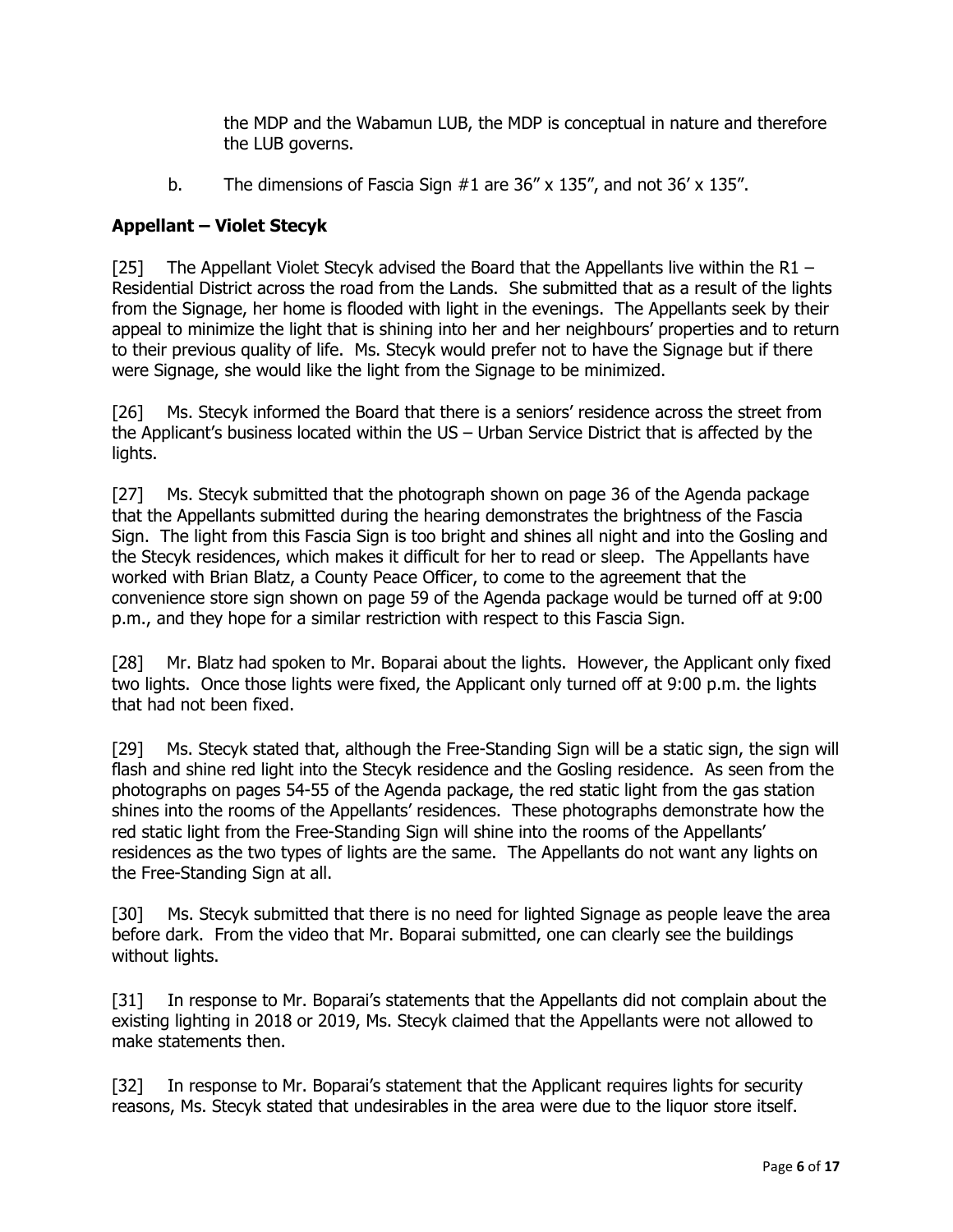the MDP and the Wabamun LUB, the MDP is conceptual in nature and therefore the LUB governs.

b. The dimensions of Fascia Sign #1 are 36" x 135", and not 36' x 135".

### Appellant – Violet Stecyk

[25] The Appellant Violet Stecyk advised the Board that the Appellants live within the R1 – Residential District across the road from the Lands. She submitted that as a result of the lights from the Signage, her home is flooded with light in the evenings. The Appellants seek by their appeal to minimize the light that is shining into her and her neighbours' properties and to return to their previous quality of life. Ms. Stecyk would prefer not to have the Signage but if there were Signage, she would like the light from the Signage to be minimized.

[26] Ms. Stecyk informed the Board that there is a seniors' residence across the street from the Applicant's business located within the US – Urban Service District that is affected by the lights.

[27] Ms. Stecyk submitted that the photograph shown on page 36 of the Agenda package that the Appellants submitted during the hearing demonstrates the brightness of the Fascia Sign. The light from this Fascia Sign is too bright and shines all night and into the Gosling and the Stecyk residences, which makes it difficult for her to read or sleep. The Appellants have worked with Brian Blatz, a County Peace Officer, to come to the agreement that the convenience store sign shown on page 59 of the Agenda package would be turned off at 9:00 p.m., and they hope for a similar restriction with respect to this Fascia Sign.

[28] Mr. Blatz had spoken to Mr. Boparai about the lights. However, the Applicant only fixed two lights. Once those lights were fixed, the Applicant only turned off at 9:00 p.m. the lights that had not been fixed.

[29] Ms. Stecyk stated that, although the Free-Standing Sign will be a static sign, the sign will flash and shine red light into the Stecyk residence and the Gosling residence. As seen from the photographs on pages 54-55 of the Agenda package, the red static light from the gas station shines into the rooms of the Appellants' residences. These photographs demonstrate how the red static light from the Free-Standing Sign will shine into the rooms of the Appellants' residences as the two types of lights are the same. The Appellants do not want any lights on the Free-Standing Sign at all.

[30] Ms. Stecyk submitted that there is no need for lighted Signage as people leave the area before dark. From the video that Mr. Boparai submitted, one can clearly see the buildings without lights.

[31] In response to Mr. Boparai's statements that the Appellants did not complain about the existing lighting in 2018 or 2019, Ms. Stecyk claimed that the Appellants were not allowed to make statements then.

[32] In response to Mr. Boparai's statement that the Applicant requires lights for security reasons, Ms. Stecyk stated that undesirables in the area were due to the liquor store itself.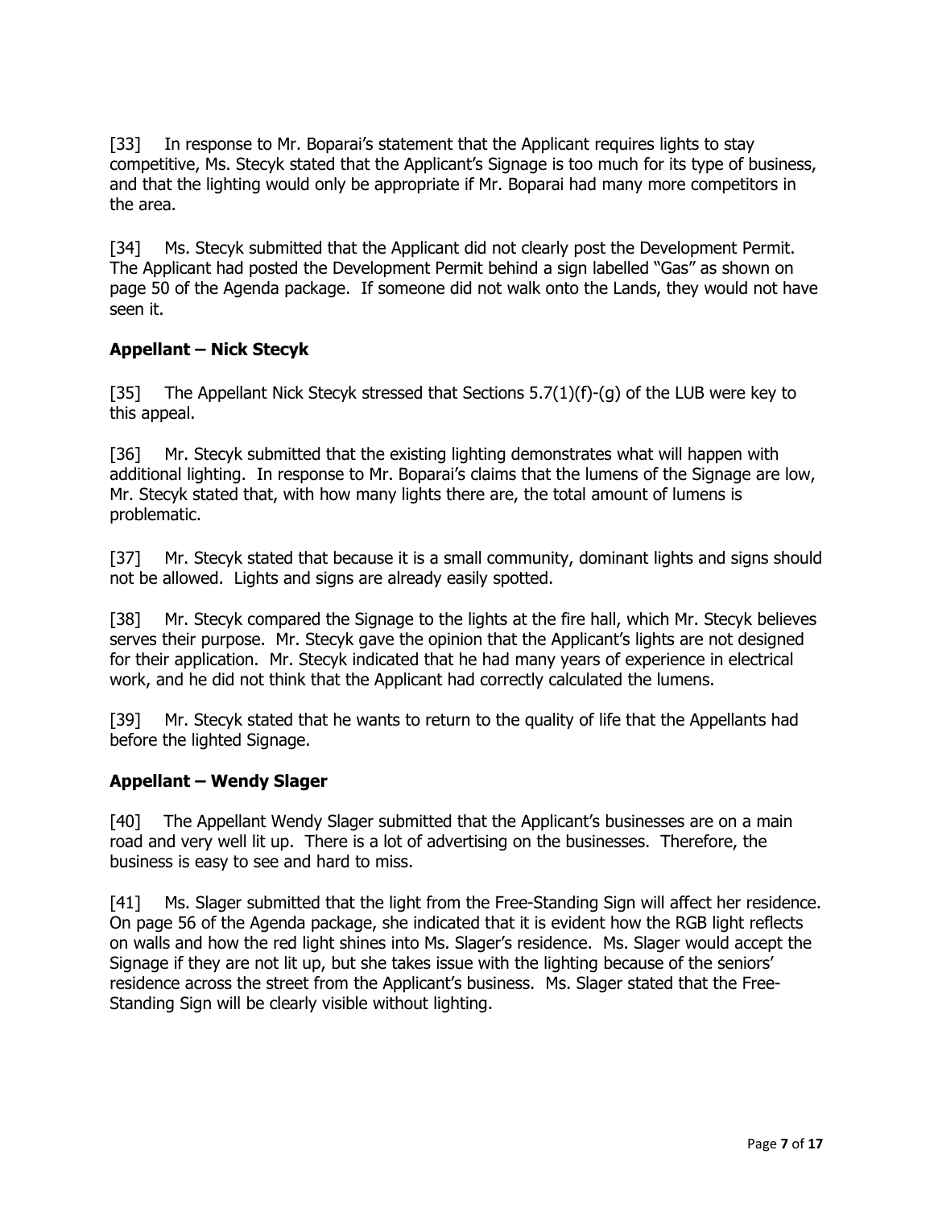[33] In response to Mr. Boparai's statement that the Applicant requires lights to stay competitive, Ms. Stecyk stated that the Applicant's Signage is too much for its type of business, and that the lighting would only be appropriate if Mr. Boparai had many more competitors in the area.

[34] Ms. Stecyk submitted that the Applicant did not clearly post the Development Permit. The Applicant had posted the Development Permit behind a sign labelled "Gas" as shown on page 50 of the Agenda package. If someone did not walk onto the Lands, they would not have seen it.

**Appellant – Nick Stecyk**

[35] The Appellant Nick Stecyk stressed that Sections 5.7(1)(f)-(g) of the LUB were key to this appeal.

[36] Mr. Stecyk submitted that the existing lighting demonstrates what will happen with additional lighting. In response to Mr. Boparai's claims that the lumens of the Signage are low, Mr. Stecyk stated that, with how many lights there are, the total amount of lumens is problematic.

[37] Mr. Stecyk stated that because it is a small community, dominant lights and signs should not be allowed. Lights and signs are already easily spotted.

[38] Mr. Stecyk compared the Signage to the lights at the fire hall, which Mr. Stecyk believes serves their purpose. Mr. Stecyk gave the opinion that the Applicant's lights are not designed for their application. Mr. Stecyk indicated that he had many years of experience in electrical work, and he did not think that the Applicant had correctly calculated the lumens.

[39] Mr. Stecyk stated that he wants to return to the quality of life that the Appellants had before the lighted Signage.

**Appellant – Wendy Slager**

[40] The Appellant Wendy Slager submitted that the Applicant's businesses are on a main road and very well lit up. There is a lot of advertising on the businesses. Therefore, the business is easy to see and hard to miss.

[41] Ms. Slager submitted that the light from the Free-Standing Sign will affect her residence. On page 56 of the Agenda package, she indicated that it is evident how the RGB light reflects on walls and how the red light shines into Ms. Slager's residence. Ms. Slager would accept the Signage if they are not lit up, but she takes issue with the lighting because of the seniors' residence across the street from the Applicant's business. Ms. Slager stated that the Free-Standing Sign will be clearly visible without lighting.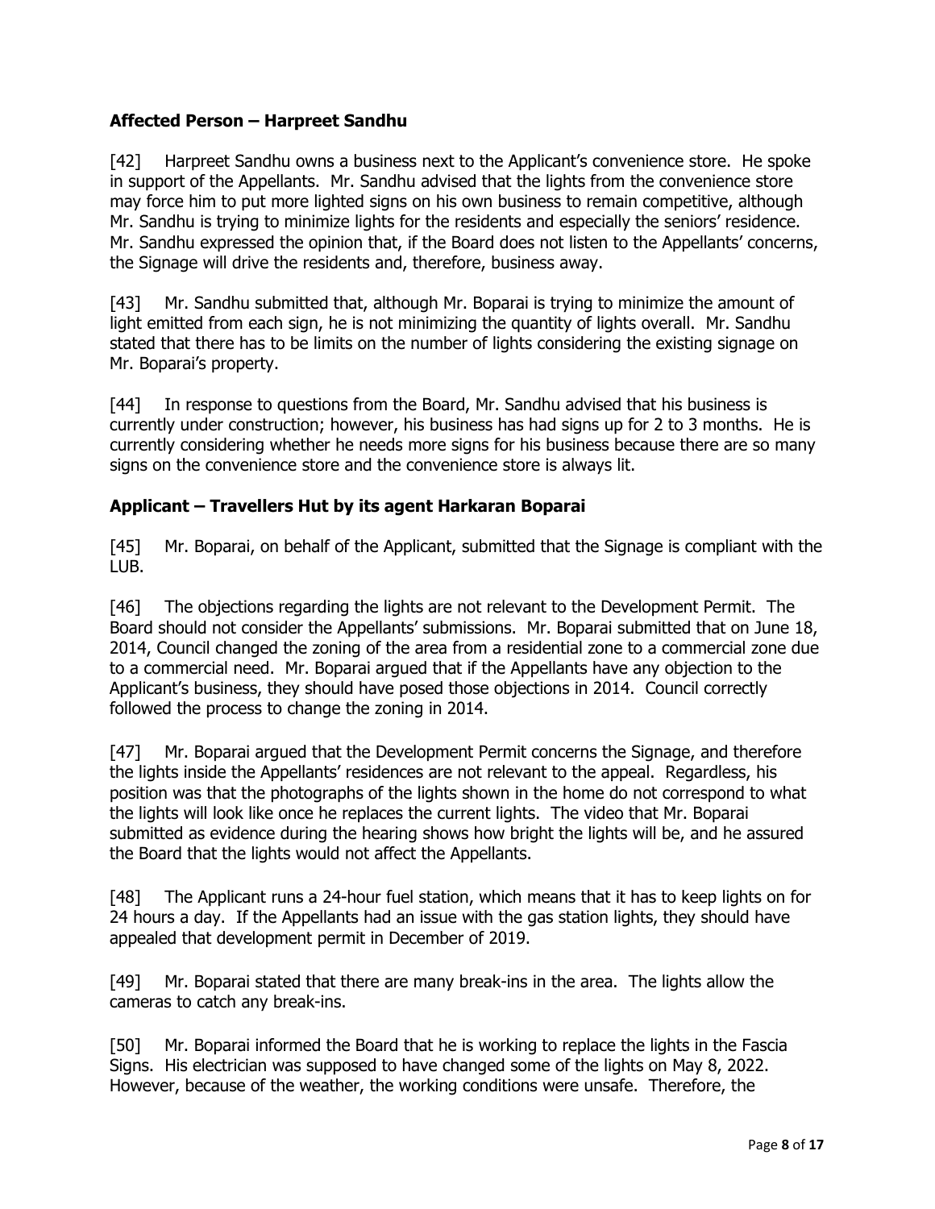### Affected Person – Harpreet Sandhu

[42] Harpreet Sandhu owns a business next to the Applicant's convenience store. He spoke in support of the Appellants. Mr. Sandhu advised that the lights from the convenience store may force him to put more lighted signs on his own business to remain competitive, although Mr. Sandhu is trying to minimize lights for the residents and especially the seniors' residence. Mr. Sandhu expressed the opinion that, if the Board does not listen to the Appellants' concerns, the Signage will drive the residents and, therefore, business away.

[43] Mr. Sandhu submitted that, although Mr. Boparai is trying to minimize the amount of light emitted from each sign, he is not minimizing the quantity of lights overall. Mr. Sandhu stated that there has to be limits on the number of lights considering the existing signage on Mr. Boparai's property.

[44] In response to questions from the Board, Mr. Sandhu advised that his business is currently under construction; however, his business has had signs up for 2 to 3 months. He is currently considering whether he needs more signs for his business because there are so many signs on the convenience store and the convenience store is always lit.

### Applicant – Travellers Hut by its agent Harkaran Boparai

[45] Mr. Boparai, on behalf of the Applicant, submitted that the Signage is compliant with the LUB.

[46] The objections regarding the lights are not relevant to the Development Permit. The Board should not consider the Appellants' submissions. Mr. Boparai submitted that on June 18, 2014, Council changed the zoning of the area from a residential zone to a commercial zone due to a commercial need. Mr. Boparai argued that if the Appellants have any objection to the Applicant's business, they should have posed those objections in 2014. Council correctly followed the process to change the zoning in 2014.

[47] Mr. Boparai argued that the Development Permit concerns the Signage, and therefore the lights inside the Appellants' residences are not relevant to the appeal. Regardless, his position was that the photographs of the lights shown in the home do not correspond to what the lights will look like once he replaces the current lights. The video that Mr. Boparai submitted as evidence during the hearing shows how bright the lights will be, and he assured the Board that the lights would not affect the Appellants.

[48] The Applicant runs a 24-hour fuel station, which means that it has to keep lights on for 24 hours a day. If the Appellants had an issue with the gas station lights, they should have appealed that development permit in December of 2019.

[49] Mr. Boparai stated that there are many break-ins in the area. The lights allow the cameras to catch any break-ins.

[50] Mr. Boparai informed the Board that he is working to replace the lights in the Fascia Signs. His electrician was supposed to have changed some of the lights on May 8, 2022. However, because of the weather, the working conditions were unsafe. Therefore, the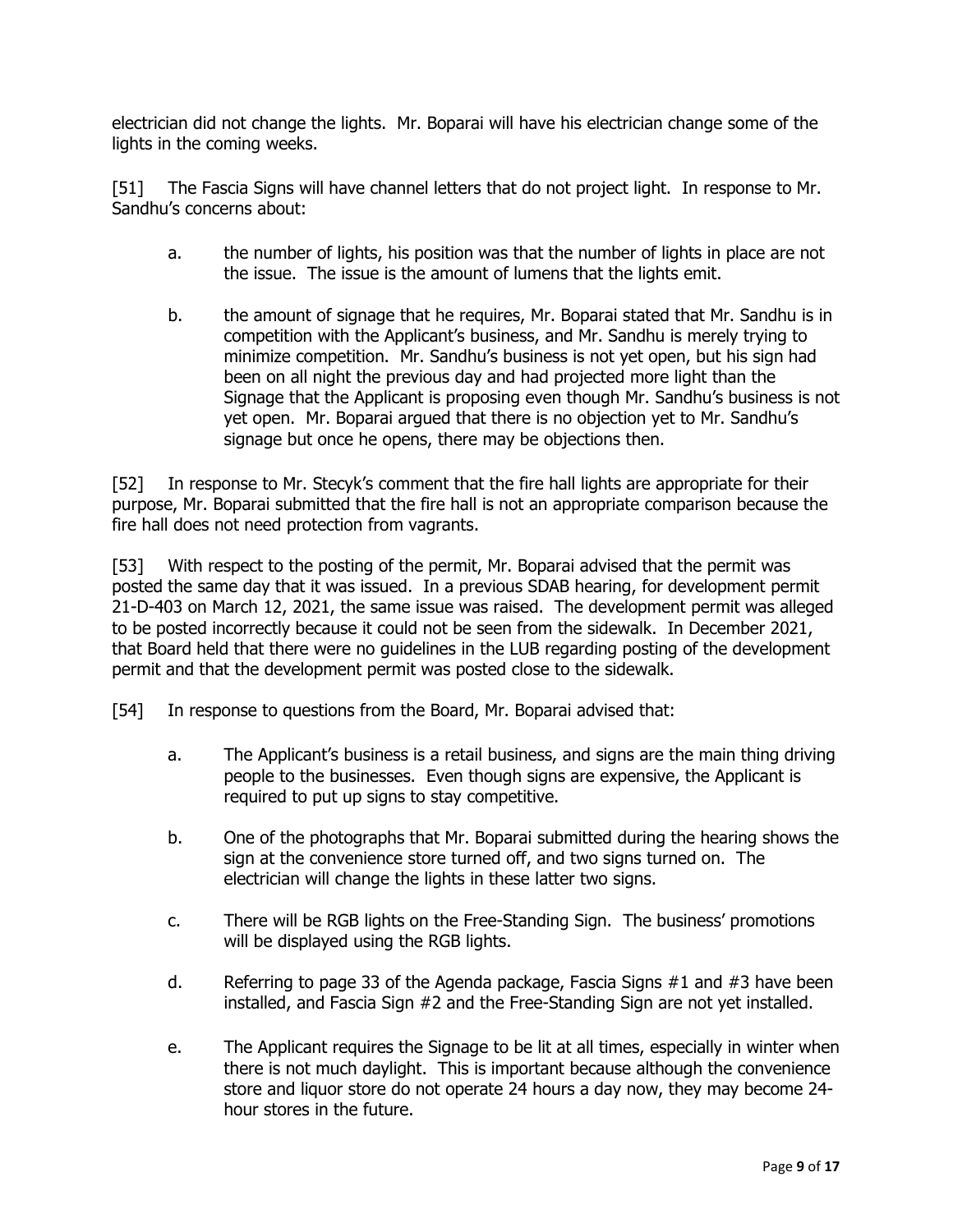electrician did not change the lights. Mr. Boparai will have his electrician change some of the lights in the coming weeks.

[51] The Fascia Signs will have channel letters that do not project light. In response to Mr. Sandhu's concerns about:

a. the number of lights, his position was that the number of lights in place are not the issue. The issue is the amount of lumens that the lights emit.

b. the amount of signage that he requires, Mr. Boparai stated that Mr. Sandhu is in competition with the Applicant's business, and Mr. Sandhu is merely trying to minimize competition. Mr. Sandhu's business is not yet open, but his sign had been on all night the previous day and had projected more light than the Signage that the Applicant is proposing even though Mr. Sandhu's business is not yet open. Mr. Boparai argued that there is no objection yet to Mr. Sandhu's signage but once he opens, there may be objections then.

[52] In response to Mr. Stecyk's comment that the fire hall lights are appropriate for their purpose, Mr. Boparai submitted that the fire hall is not an appropriate comparison because the fire hall does not need protection from vagrants.

[53] With respect to the posting of the permit, Mr. Boparai advised that the permit was posted the same day that it was issued. In a previous SDAB hearing, for development permit 21-D-403 on March 12, 2021, the same issue was raised. The development permit was alleged to be posted incorrectly because it could not be seen from the sidewalk. In December 2021, that Board held that there were no guidelines in the LUB regarding posting of the development permit and that the development permit was posted close to the sidewalk.

[54] In response to questions from the Board, Mr. Boparai advised that:

a. The Applicant's business is a retail business, and signs are the main thing driving people to the businesses. Even though signs are expensive, the Applicant is required to put up signs to stay competitive.

b. One of the photographs that Mr. Boparai submitted during the hearing shows the sign at the convenience store turned off, and two signs turned on. The electrician will change the lights in these latter two signs.

c. There will be RGB lights on the Free-Standing Sign. The business' promotions will be displayed using the RGB lights.

d. Referring to page 33 of the Agenda package, Fascia Signs #1 and #3 have been installed, and Fascia Sign #2 and the Free-Standing Sign are not yet installed.

e. The Applicant requires the Signage to be lit at all times, especially in winter when there is not much daylight. This is important because although the convenience store and liquor store do not operate 24 hours a day now, they may become 24-hour stores in the future.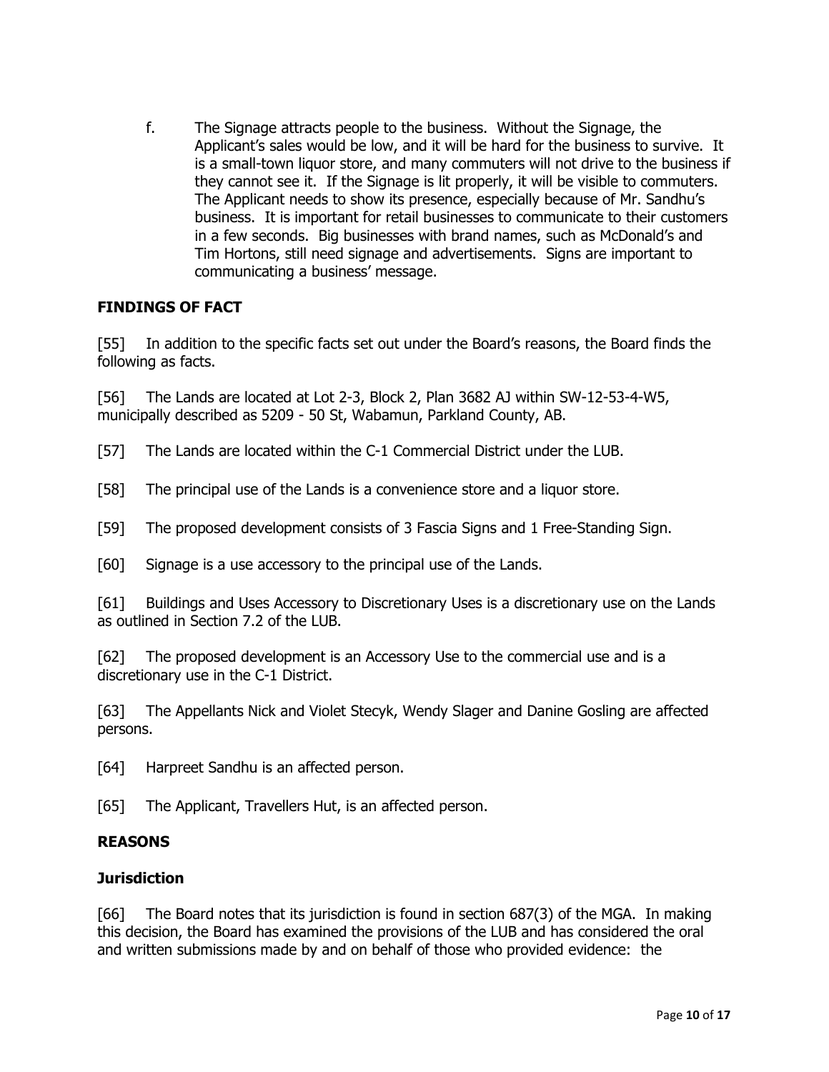f. The Signage attracts people to the business. Without the Signage, the Applicant's sales would be low, and it will be hard for the business to survive. It is a small-town liquor store, and many commuters will not drive to the business if they cannot see it. If the Signage is lit properly, it will be visible to commuters. The Applicant needs to show its presence, especially because of Mr. Sandhu's business. It is important for retail businesses to communicate to their customers in a few seconds. Big businesses with brand names, such as McDonald's and Tim Hortons, still need signage and advertisements. Signs are important to communicating a business' message.

## FINDINGS OF FACT

[55] In addition to the specific facts set out under the Board's reasons, the Board finds the following as facts.

[56] The Lands are located at Lot 2-3, Block 2, Plan 3682 AJ within SW-12-53-4-W5, municipally described as 5209 - 50 St, Wabamun, Parkland County, AB.

[57] The Lands are located within the C-1 Commercial District under the LUB.

[58] The principal use of the Lands is a convenience store and a liquor store.

[59] The proposed development consists of 3 Fascia Signs and 1 Free-Standing Sign.

[60] Signage is a use accessory to the principal use of the Lands.

[61] Buildings and Uses Accessory to Discretionary Uses is a discretionary use on the Lands as outlined in Section 7.2 of the LUB.

[62] The proposed development is an Accessory Use to the commercial use and is a discretionary use in the C-1 District.

[63] The Appellants Nick and Violet Stecyk, Wendy Slager and Danine Gosling are affected persons.

[64] Harpreet Sandhu is an affected person.

[65] The Applicant, Travellers Hut, is an affected person.

## REASONS

### Jurisdiction

[66] The Board notes that its jurisdiction is found in section 687(3) of the MGA. In making this decision, the Board has examined the provisions of the LUB and has considered the oral and written submissions made by and on behalf of those who provided evidence: the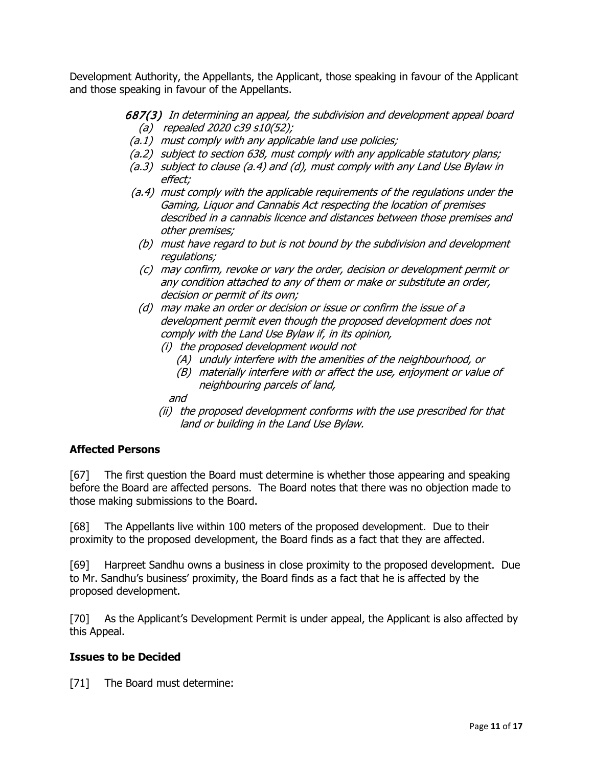Development Authority, the Appellants, the Applicant, those speaking in favour of the Applicant and those speaking in favour of the Appellants.

> ***687(3)*** *In determining an appeal, the subdivision and development appeal board*
>
> *(a) repealed 2020 c39 s10(52);*
>
> *(a.1) must comply with any applicable land use policies;*
>
> *(a.2) subject to section 638, must comply with any applicable statutory plans;*
>
> *(a.3) subject to clause (a.4) and (d), must comply with any Land Use Bylaw in effect;*
>
> *(a.4) must comply with the applicable requirements of the regulations under the Gaming, Liquor and Cannabis Act respecting the location of premises described in a cannabis licence and distances between those premises and other premises;*
>
> *(b) must have regard to but is not bound by the subdivision and development regulations;*
>
> *(c) may confirm, revoke or vary the order, decision or development permit or any condition attached to any of them or make or substitute an order, decision or permit of its own;*
>
> *(d) may make an order or decision or issue or confirm the issue of a development permit even though the proposed development does not comply with the Land Use Bylaw if, in its opinion,*
>
> *(i) the proposed development would not*
>
> *(A) unduly interfere with the amenities of the neighbourhood, or*
>
> *(B) materially interfere with or affect the use, enjoyment or value of neighbouring parcels of land,*
>
> *and*
>
> *(ii) the proposed development conforms with the use prescribed for that land or building in the Land Use Bylaw.*

**Affected Persons**

[67] The first question the Board must determine is whether those appearing and speaking before the Board are affected persons. The Board notes that there was no objection made to those making submissions to the Board.

[68] The Appellants live within 100 meters of the proposed development. Due to their proximity to the proposed development, the Board finds as a fact that they are affected.

[69] Harpreet Sandhu owns a business in close proximity to the proposed development. Due to Mr. Sandhu's business' proximity, the Board finds as a fact that he is affected by the proposed development.

[70] As the Applicant's Development Permit is under appeal, the Applicant is also affected by this Appeal.

**Issues to be Decided**

[71] The Board must determine: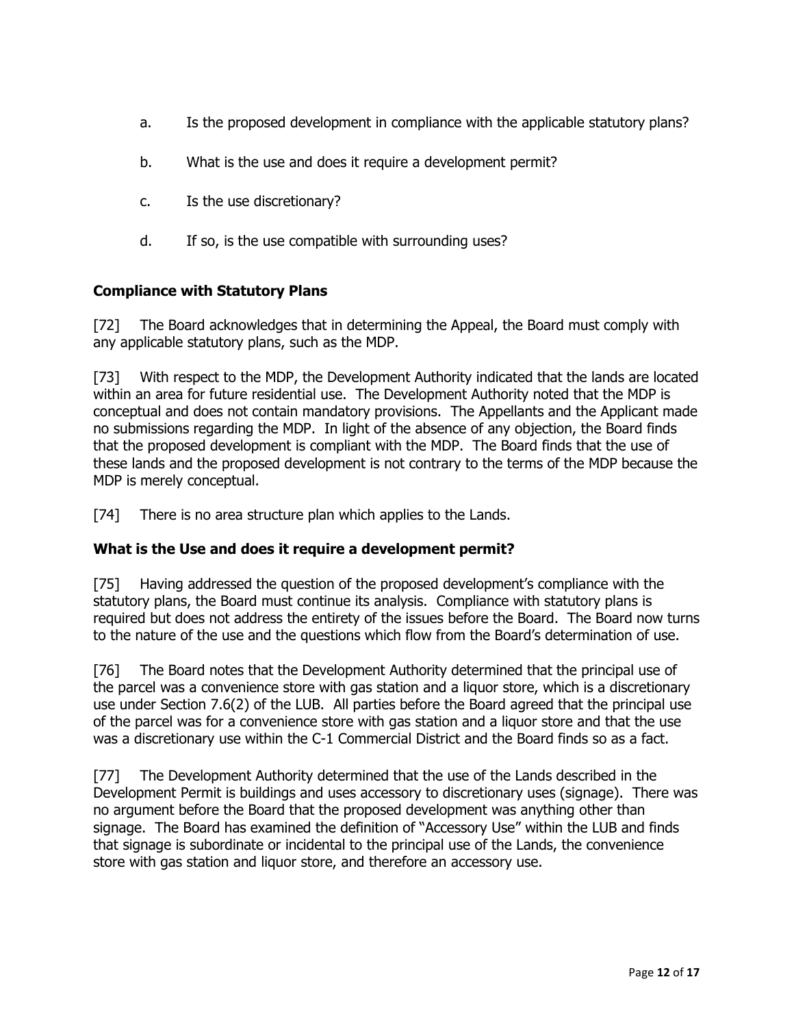a. Is the proposed development in compliance with the applicable statutory plans?

b. What is the use and does it require a development permit?

c. Is the use discretionary?

d. If so, is the use compatible with surrounding uses?

**Compliance with Statutory Plans**

[72] The Board acknowledges that in determining the Appeal, the Board must comply with any applicable statutory plans, such as the MDP.

[73] With respect to the MDP, the Development Authority indicated that the lands are located within an area for future residential use. The Development Authority noted that the MDP is conceptual and does not contain mandatory provisions. The Appellants and the Applicant made no submissions regarding the MDP. In light of the absence of any objection, the Board finds that the proposed development is compliant with the MDP. The Board finds that the use of these lands and the proposed development is not contrary to the terms of the MDP because the MDP is merely conceptual.

[74] There is no area structure plan which applies to the Lands.

**What is the Use and does it require a development permit?**

[75] Having addressed the question of the proposed development's compliance with the statutory plans, the Board must continue its analysis. Compliance with statutory plans is required but does not address the entirety of the issues before the Board. The Board now turns to the nature of the use and the questions which flow from the Board's determination of use.

[76] The Board notes that the Development Authority determined that the principal use of the parcel was a convenience store with gas station and a liquor store, which is a discretionary use under Section 7.6(2) of the LUB. All parties before the Board agreed that the principal use of the parcel was for a convenience store with gas station and a liquor store and that the use was a discretionary use within the C-1 Commercial District and the Board finds so as a fact.

[77] The Development Authority determined that the use of the Lands described in the Development Permit is buildings and uses accessory to discretionary uses (signage). There was no argument before the Board that the proposed development was anything other than signage. The Board has examined the definition of "Accessory Use" within the LUB and finds that signage is subordinate or incidental to the principal use of the Lands, the convenience store with gas station and liquor store, and therefore an accessory use.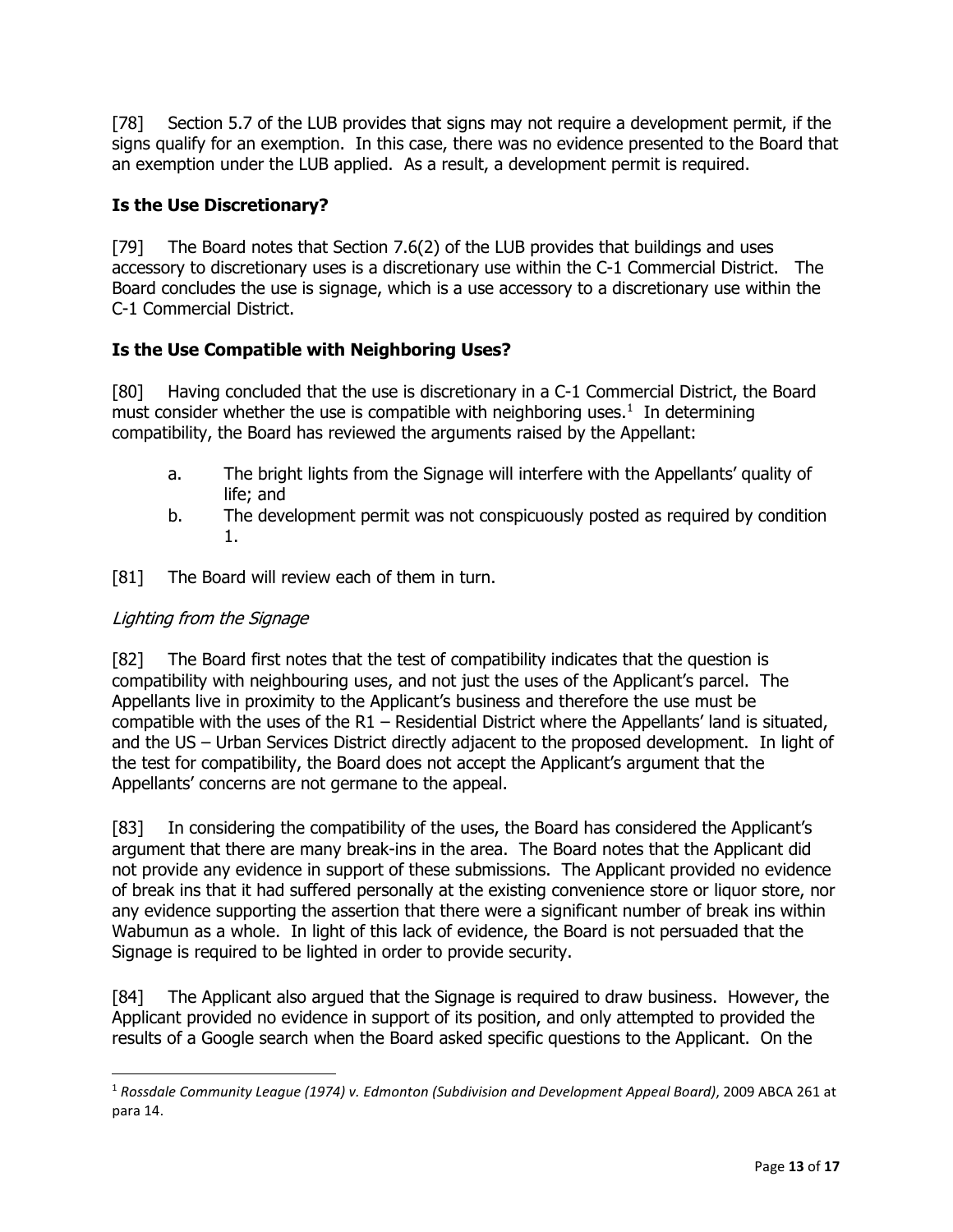[78] Section 5.7 of the LUB provides that signs may not require a development permit, if the signs qualify for an exemption. In this case, there was no evidence presented to the Board that an exemption under the LUB applied. As a result, a development permit is required.

### Is the Use Discretionary?

[79] The Board notes that Section 7.6(2) of the LUB provides that buildings and uses accessory to discretionary uses is a discretionary use within the C-1 Commercial District. The Board concludes the use is signage, which is a use accessory to a discretionary use within the C-1 Commercial District.

### Is the Use Compatible with Neighboring Uses?

[80] Having concluded that the use is discretionary in a C-1 Commercial District, the Board must consider whether the use is compatible with neighboring uses.[1] In determining compatibility, the Board has reviewed the arguments raised by the Appellant:

a. The bright lights from the Signage will interfere with the Appellants' quality of life; and

b. The development permit was not conspicuously posted as required by condition 1.

[81] The Board will review each of them in turn.

*Lighting from the Signage*

[82] The Board first notes that the test of compatibility indicates that the question is compatibility with neighbouring uses, and not just the uses of the Applicant's parcel. The Appellants live in proximity to the Applicant's business and therefore the use must be compatible with the uses of the R1 – Residential District where the Appellants' land is situated, and the US – Urban Services District directly adjacent to the proposed development. In light of the test for compatibility, the Board does not accept the Applicant's argument that the Appellants' concerns are not germane to the appeal.

[83] In considering the compatibility of the uses, the Board has considered the Applicant's argument that there are many break-ins in the area. The Board notes that the Applicant did not provide any evidence in support of these submissions. The Applicant provided no evidence of break ins that it had suffered personally at the existing convenience store or liquor store, nor any evidence supporting the assertion that there were a significant number of break ins within Wabumun as a whole. In light of this lack of evidence, the Board is not persuaded that the Signage is required to be lighted in order to provide security.

[84] The Applicant also argued that the Signage is required to draw business. However, the Applicant provided no evidence in support of its position, and only attempted to provided the results of a Google search when the Board asked specific questions to the Applicant. On the

---

[1] *Rossdale Community League (1974) v. Edmonton (Subdivision and Development Appeal Board)*, 2009 ABCA 261 at para 14.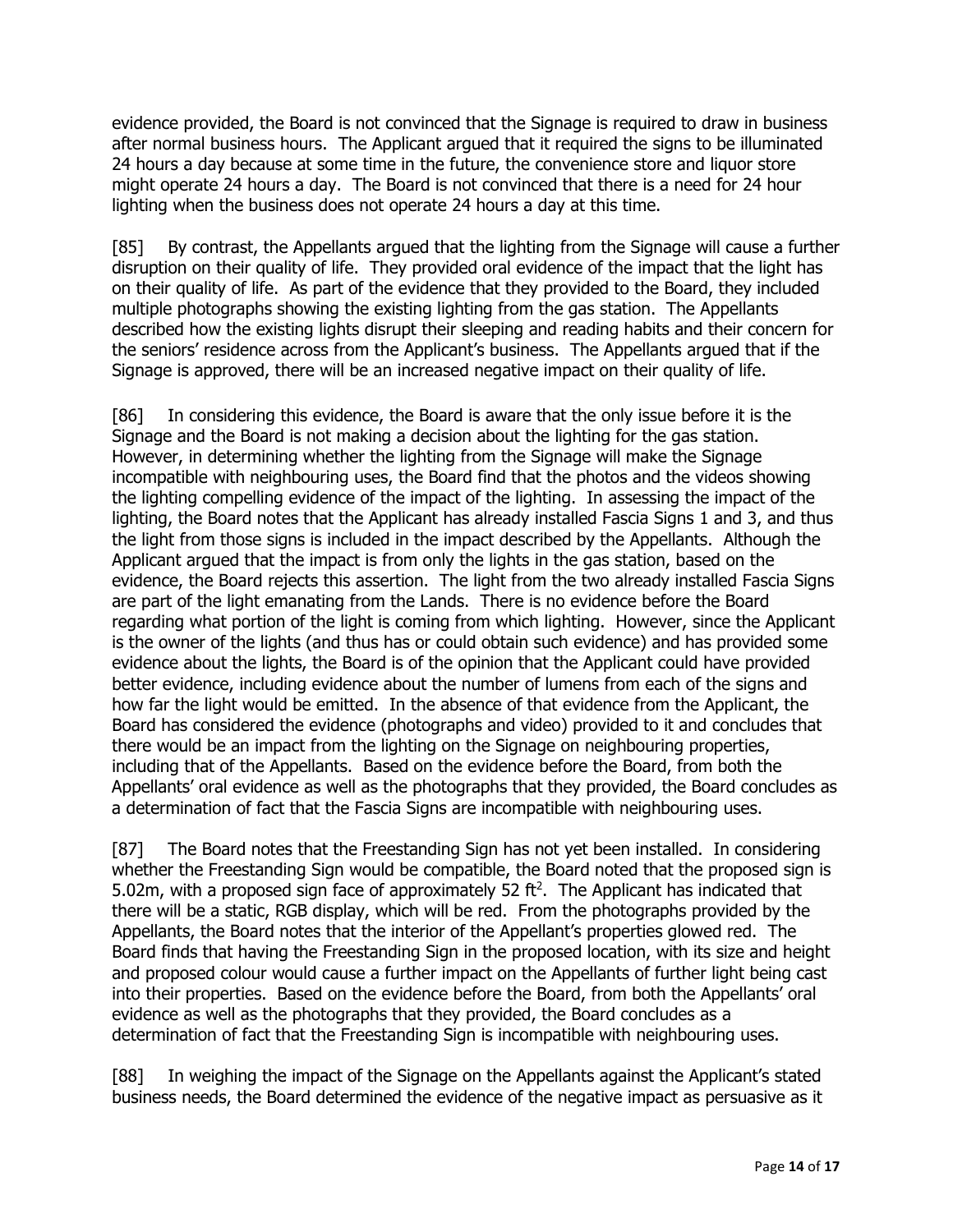evidence provided, the Board is not convinced that the Signage is required to draw in business after normal business hours. The Applicant argued that it required the signs to be illuminated 24 hours a day because at some time in the future, the convenience store and liquor store might operate 24 hours a day. The Board is not convinced that there is a need for 24 hour lighting when the business does not operate 24 hours a day at this time.

[85] By contrast, the Appellants argued that the lighting from the Signage will cause a further disruption on their quality of life. They provided oral evidence of the impact that the light has on their quality of life. As part of the evidence that they provided to the Board, they included multiple photographs showing the existing lighting from the gas station. The Appellants described how the existing lights disrupt their sleeping and reading habits and their concern for the seniors' residence across from the Applicant's business. The Appellants argued that if the Signage is approved, there will be an increased negative impact on their quality of life.

[86] In considering this evidence, the Board is aware that the only issue before it is the Signage and the Board is not making a decision about the lighting for the gas station. However, in determining whether the lighting from the Signage will make the Signage incompatible with neighbouring uses, the Board find that the photos and the videos showing the lighting compelling evidence of the impact of the lighting. In assessing the impact of the lighting, the Board notes that the Applicant has already installed Fascia Signs 1 and 3, and thus the light from those signs is included in the impact described by the Appellants. Although the Applicant argued that the impact is from only the lights in the gas station, based on the evidence, the Board rejects this assertion. The light from the two already installed Fascia Signs are part of the light emanating from the Lands. There is no evidence before the Board regarding what portion of the light is coming from which lighting. However, since the Applicant is the owner of the lights (and thus has or could obtain such evidence) and has provided some evidence about the lights, the Board is of the opinion that the Applicant could have provided better evidence, including evidence about the number of lumens from each of the signs and how far the light would be emitted. In the absence of that evidence from the Applicant, the Board has considered the evidence (photographs and video) provided to it and concludes that there would be an impact from the lighting on the Signage on neighbouring properties, including that of the Appellants. Based on the evidence before the Board, from both the Appellants' oral evidence as well as the photographs that they provided, the Board concludes as a determination of fact that the Fascia Signs are incompatible with neighbouring uses.

[87] The Board notes that the Freestanding Sign has not yet been installed. In considering whether the Freestanding Sign would be compatible, the Board noted that the proposed sign is 5.02m, with a proposed sign face of approximately 52 $ft^2$. The Applicant has indicated that there will be a static, RGB display, which will be red. From the photographs provided by the Appellants, the Board notes that the interior of the Appellant's properties glowed red. The Board finds that having the Freestanding Sign in the proposed location, with its size and height and proposed colour would cause a further impact on the Appellants of further light being cast into their properties. Based on the evidence before the Board, from both the Appellants' oral evidence as well as the photographs that they provided, the Board concludes as a determination of fact that the Freestanding Sign is incompatible with neighbouring uses.

[88] In weighing the impact of the Signage on the Appellants against the Applicant's stated business needs, the Board determined the evidence of the negative impact as persuasive as it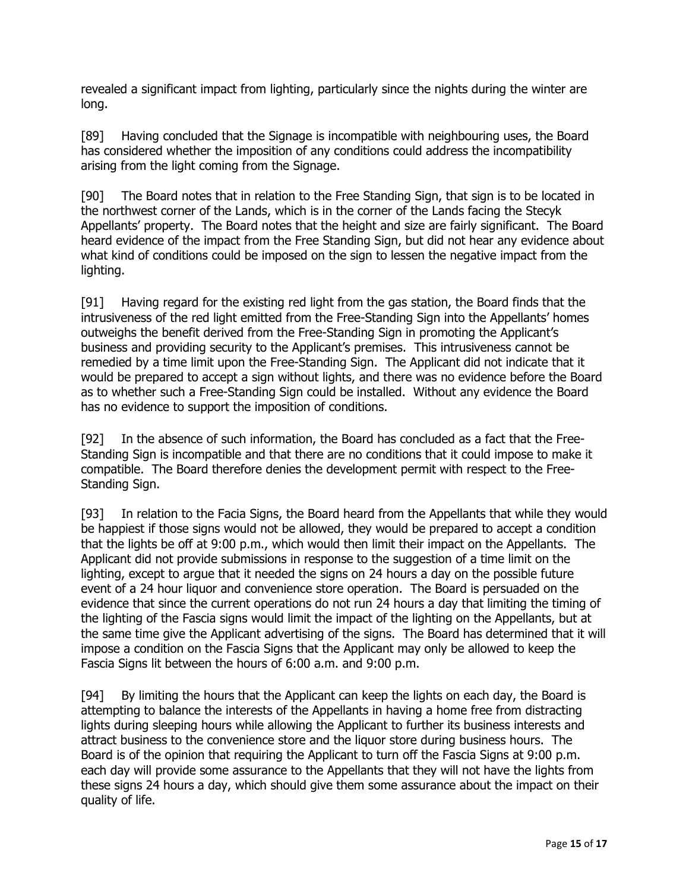revealed a significant impact from lighting, particularly since the nights during the winter are long.

[89] Having concluded that the Signage is incompatible with neighbouring uses, the Board has considered whether the imposition of any conditions could address the incompatibility arising from the light coming from the Signage.

[90] The Board notes that in relation to the Free Standing Sign, that sign is to be located in the northwest corner of the Lands, which is in the corner of the Lands facing the Stecyk Appellants' property. The Board notes that the height and size are fairly significant. The Board heard evidence of the impact from the Free Standing Sign, but did not hear any evidence about what kind of conditions could be imposed on the sign to lessen the negative impact from the lighting.

[91] Having regard for the existing red light from the gas station, the Board finds that the intrusiveness of the red light emitted from the Free-Standing Sign into the Appellants' homes outweighs the benefit derived from the Free-Standing Sign in promoting the Applicant's business and providing security to the Applicant's premises. This intrusiveness cannot be remedied by a time limit upon the Free-Standing Sign. The Applicant did not indicate that it would be prepared to accept a sign without lights, and there was no evidence before the Board as to whether such a Free-Standing Sign could be installed. Without any evidence the Board has no evidence to support the imposition of conditions.

[92] In the absence of such information, the Board has concluded as a fact that the Free-Standing Sign is incompatible and that there are no conditions that it could impose to make it compatible. The Board therefore denies the development permit with respect to the Free-Standing Sign.

[93] In relation to the Facia Signs, the Board heard from the Appellants that while they would be happiest if those signs would not be allowed, they would be prepared to accept a condition that the lights be off at 9:00 p.m., which would then limit their impact on the Appellants. The Applicant did not provide submissions in response to the suggestion of a time limit on the lighting, except to argue that it needed the signs on 24 hours a day on the possible future event of a 24 hour liquor and convenience store operation. The Board is persuaded on the evidence that since the current operations do not run 24 hours a day that limiting the timing of the lighting of the Fascia signs would limit the impact of the lighting on the Appellants, but at the same time give the Applicant advertising of the signs. The Board has determined that it will impose a condition on the Fascia Signs that the Applicant may only be allowed to keep the Fascia Signs lit between the hours of 6:00 a.m. and 9:00 p.m.

[94] By limiting the hours that the Applicant can keep the lights on each day, the Board is attempting to balance the interests of the Appellants in having a home free from distracting lights during sleeping hours while allowing the Applicant to further its business interests and attract business to the convenience store and the liquor store during business hours. The Board is of the opinion that requiring the Applicant to turn off the Fascia Signs at 9:00 p.m. each day will provide some assurance to the Appellants that they will not have the lights from these signs 24 hours a day, which should give them some assurance about the impact on their quality of life.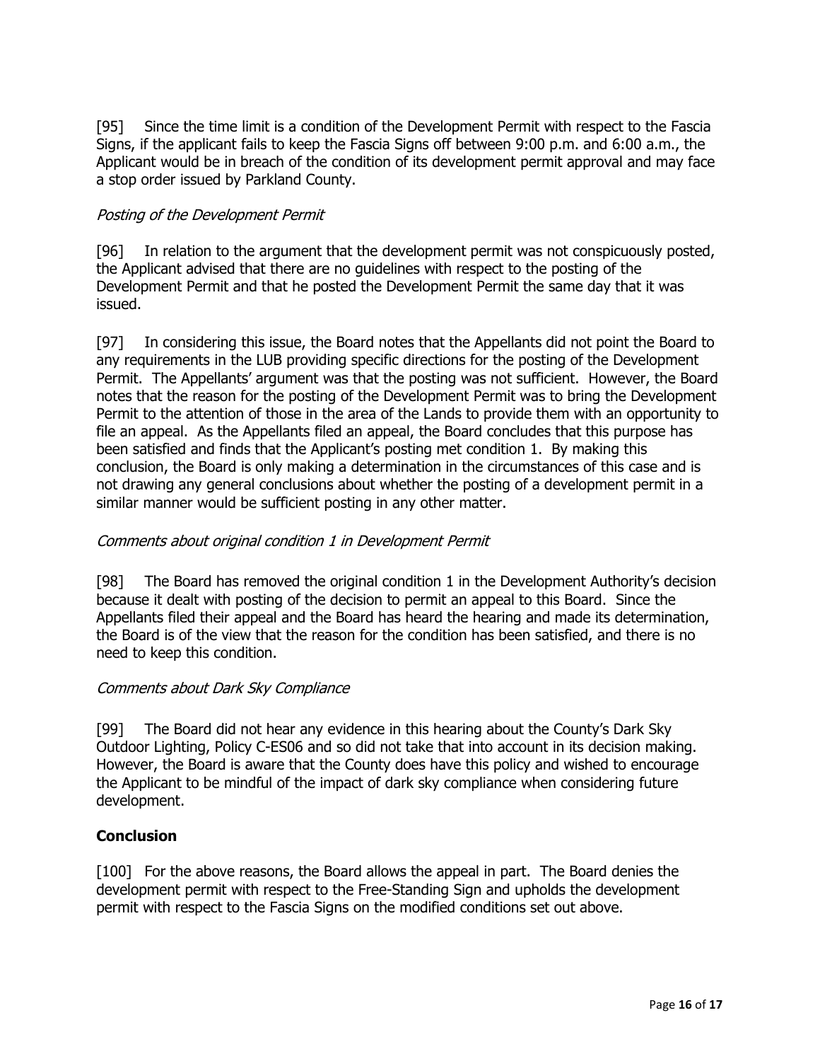[95] Since the time limit is a condition of the Development Permit with respect to the Fascia Signs, if the applicant fails to keep the Fascia Signs off between 9:00 p.m. and 6:00 a.m., the Applicant would be in breach of the condition of its development permit approval and may face a stop order issued by Parkland County.

*Posting of the Development Permit*

[96] In relation to the argument that the development permit was not conspicuously posted, the Applicant advised that there are no guidelines with respect to the posting of the Development Permit and that he posted the Development Permit the same day that it was issued.

[97] In considering this issue, the Board notes that the Appellants did not point the Board to any requirements in the LUB providing specific directions for the posting of the Development Permit. The Appellants' argument was that the posting was not sufficient. However, the Board notes that the reason for the posting of the Development Permit was to bring the Development Permit to the attention of those in the area of the Lands to provide them with an opportunity to file an appeal. As the Appellants filed an appeal, the Board concludes that this purpose has been satisfied and finds that the Applicant's posting met condition 1. By making this conclusion, the Board is only making a determination in the circumstances of this case and is not drawing any general conclusions about whether the posting of a development permit in a similar manner would be sufficient posting in any other matter.

*Comments about original condition 1 in Development Permit*

[98] The Board has removed the original condition 1 in the Development Authority's decision because it dealt with posting of the decision to permit an appeal to this Board. Since the Appellants filed their appeal and the Board has heard the hearing and made its determination, the Board is of the view that the reason for the condition has been satisfied, and there is no need to keep this condition.

*Comments about Dark Sky Compliance*

[99] The Board did not hear any evidence in this hearing about the County's Dark Sky Outdoor Lighting, Policy C-ES06 and so did not take that into account in its decision making. However, the Board is aware that the County does have this policy and wished to encourage the Applicant to be mindful of the impact of dark sky compliance when considering future development.

## Conclusion

[100] For the above reasons, the Board allows the appeal in part. The Board denies the development permit with respect to the Free-Standing Sign and upholds the development permit with respect to the Fascia Signs on the modified conditions set out above.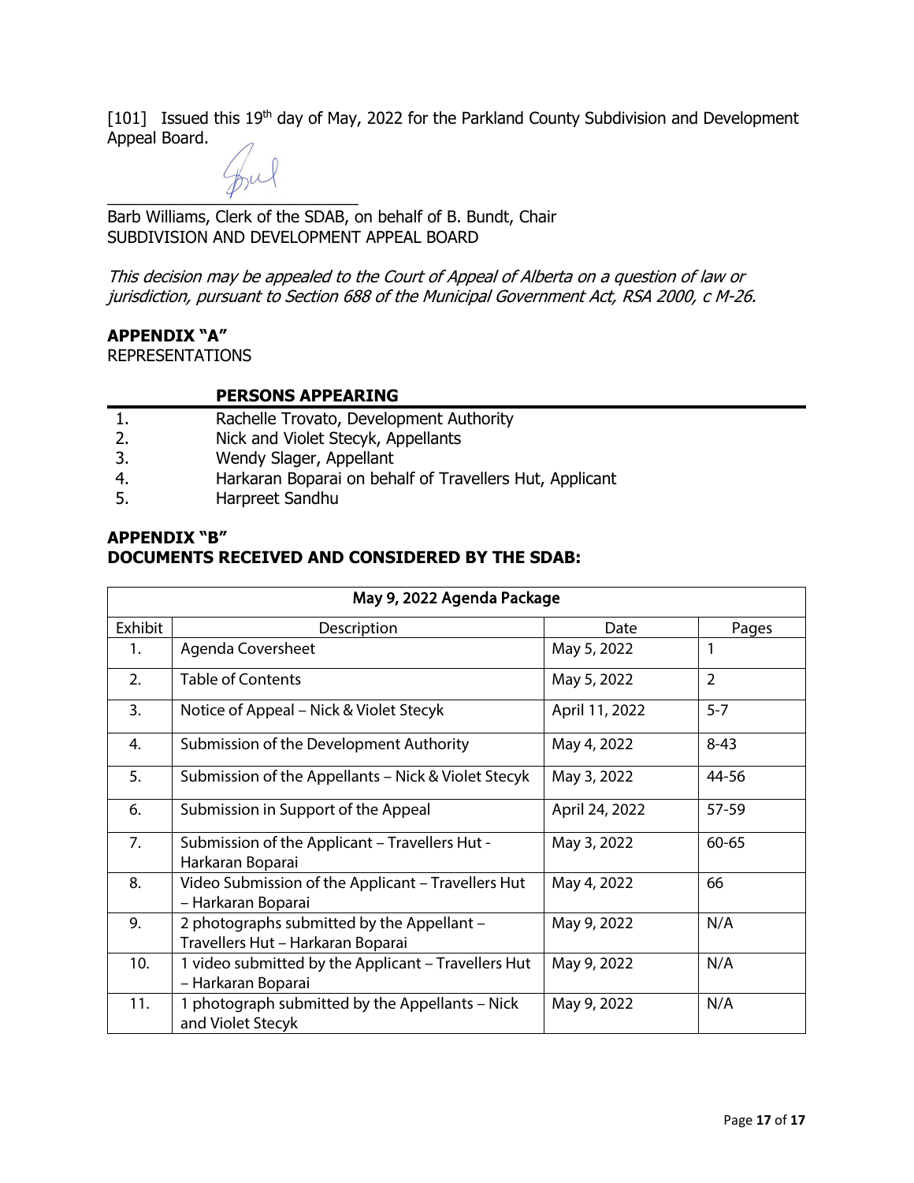[101] Issued this 19th day of May, 2022 for the Parkland County Subdivision and Development Appeal Board.

\_\_\_\_\_\_\_\_\_\_\_\_\_\_\_\_\_\_\_\_\_\_\_\_\_\_\_\_\_\_

Barb Williams, Clerk of the SDAB, on behalf of B. Bundt, Chair
SUBDIVISION AND DEVELOPMENT APPEAL BOARD

*This decision may be appealed to the Court of Appeal of Alberta on a question of law or jurisdiction, pursuant to Section 688 of the Municipal Government Act, RSA 2000, c M-26.*

**APPENDIX "A"**
REPRESENTATIONS

**PERSONS APPEARING**

1. Rachelle Trovato, Development Authority
2. Nick and Violet Stecyk, Appellants
3. Wendy Slager, Appellant
4. Harkaran Boparai on behalf of Travellers Hut, Applicant
5. Harpreet Sandhu

**APPENDIX "B"**
**DOCUMENTS RECEIVED AND CONSIDERED BY THE SDAB:**

| May 9, 2022 Agenda Package | | | |
|---|---|---|---|
| Exhibit | Description | Date | Pages |
| 1. | Agenda Coversheet | May 5, 2022 | 1 |
| 2. | Table of Contents | May 5, 2022 | 2 |
| 3. | Notice of Appeal – Nick & Violet Stecyk | April 11, 2022 | 5-7 |
| 4. | Submission of the Development Authority | May 4, 2022 | 8-43 |
| 5. | Submission of the Appellants – Nick & Violet Stecyk | May 3, 2022 | 44-56 |
| 6. | Submission in Support of the Appeal | April 24, 2022 | 57-59 |
| 7. | Submission of the Applicant – Travellers Hut - Harkaran Boparai | May 3, 2022 | 60-65 |
| 8. | Video Submission of the Applicant – Travellers Hut – Harkaran Boparai | May 4, 2022 | 66 |
| 9. | 2 photographs submitted by the Appellant – Travellers Hut – Harkaran Boparai | May 9, 2022 | N/A |
| 10. | 1 video submitted by the Applicant – Travellers Hut – Harkaran Boparai | May 9, 2022 | N/A |
| 11. | 1 photograph submitted by the Appellants – Nick and Violet Stecyk | May 9, 2022 | N/A |